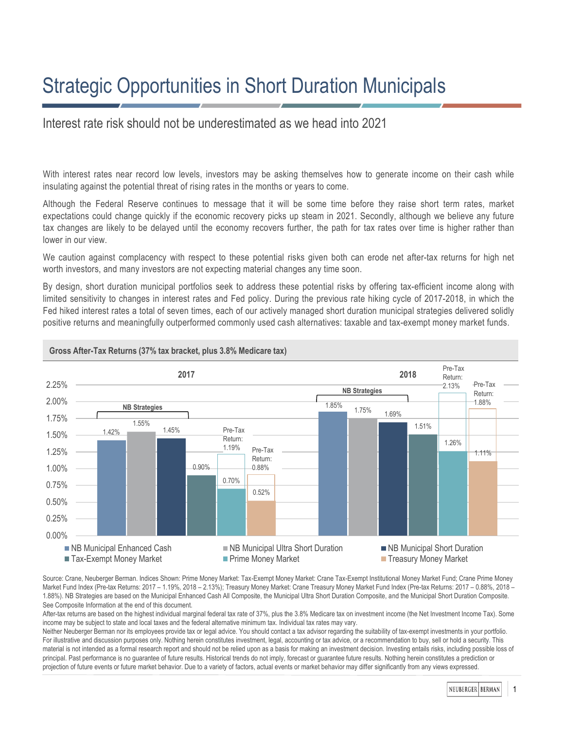# Strategic Opportunities in Short Duration Municipals

## Interest rate risk should not be underestimated as we head into 2021

With interest rates near record low levels, investors may be asking themselves how to generate income on their cash while insulating against the potential threat of rising rates in the months or years to come.

Although the Federal Reserve continues to message that it will be some time before they raise short term rates, market expectations could change quickly if the economic recovery picks up steam in 2021. Secondly, although we believe any future tax changes are likely to be delayed until the economy recovers further, the path for tax rates over time is higher rather than lower in our view.

We caution against complacency with respect to these potential risks given both can erode net after-tax returns for high net worth investors, and many investors are not expecting material changes any time soon.

By design, short duration municipal portfolios seek to address these potential risks by offering tax-efficient income along with limited sensitivity to changes in interest rates and Fed policy. During the previous rate hiking cycle of 2017-2018, in which the Fed hiked interest rates a total of seven times, each of our actively managed short duration municipal strategies delivered solidly positive returns and meaningfully outperformed commonly used cash alternatives: taxable and tax-exempt money market funds.

**Gross After-Tax Returns (37% tax bracket, plus 3.8% Medicare tax)**

| | 2017 | 2018 |
|---|---|---|
| NB Municipal Enhanced Cash (NB Strategies) | 1.42% | 1.85% |
| NB Municipal Ultra Short Duration (NB Strategies) | 1.55% | 1.75% |
| NB Municipal Short Duration (NB Strategies) | 1.45% | 1.69% |
| Tax-Exempt Money Market | 0.90% | 1.51% |
| Prime Money Market | 0.70% (Pre-Tax Return: 1.19%) | 1.26% (Pre-Tax Return: 2.13%) |
| Treasury Money Market | 0.52% (Pre-Tax Return: 0.88%) | 1.11% (Pre-Tax Return: 1.88%) |

Source: Crane, Neuberger Berman. Indices Shown: Prime Money Market: Tax-Exempt Money Market: Crane Tax-Exempt Institutional Money Market Fund; Crane Prime Money Market Fund Index (Pre-tax Returns: 2017 – 1.19%, 2018 – 2.13%); Treasury Money Market: Crane Treasury Money Market Fund Index (Pre-tax Returns: 2017 – 0.88%, 2018 – 1.88%). NB Strategies are based on the Municipal Enhanced Cash All Composite, the Municipal Ultra Short Duration Composite, and the Municipal Short Duration Composite. See Composite Information at the end of this document.

After-tax returns are based on the highest individual marginal federal tax rate of 37%, plus the 3.8% Medicare tax on investment income (the Net Investment Income Tax). Some income may be subject to state and local taxes and the federal alternative minimum tax. Individual tax rates may vary.

Neither Neuberger Berman nor its employees provide tax or legal advice. You should contact a tax advisor regarding the suitability of tax-exempt investments in your portfolio. For illustrative and discussion purposes only. Nothing herein constitutes investment, legal, accounting or tax advice, or a recommendation to buy, sell or hold a security. This material is not intended as a formal research report and should not be relied upon as a basis for making an investment decision. Investing entails risks, including possible loss of principal. Past performance is no guarantee of future results. Historical trends do not imply, forecast or guarantee future results. Nothing herein constitutes a prediction or projection of future events or future market behavior. Due to a variety of factors, actual events or market behavior may differ significantly from any views expressed.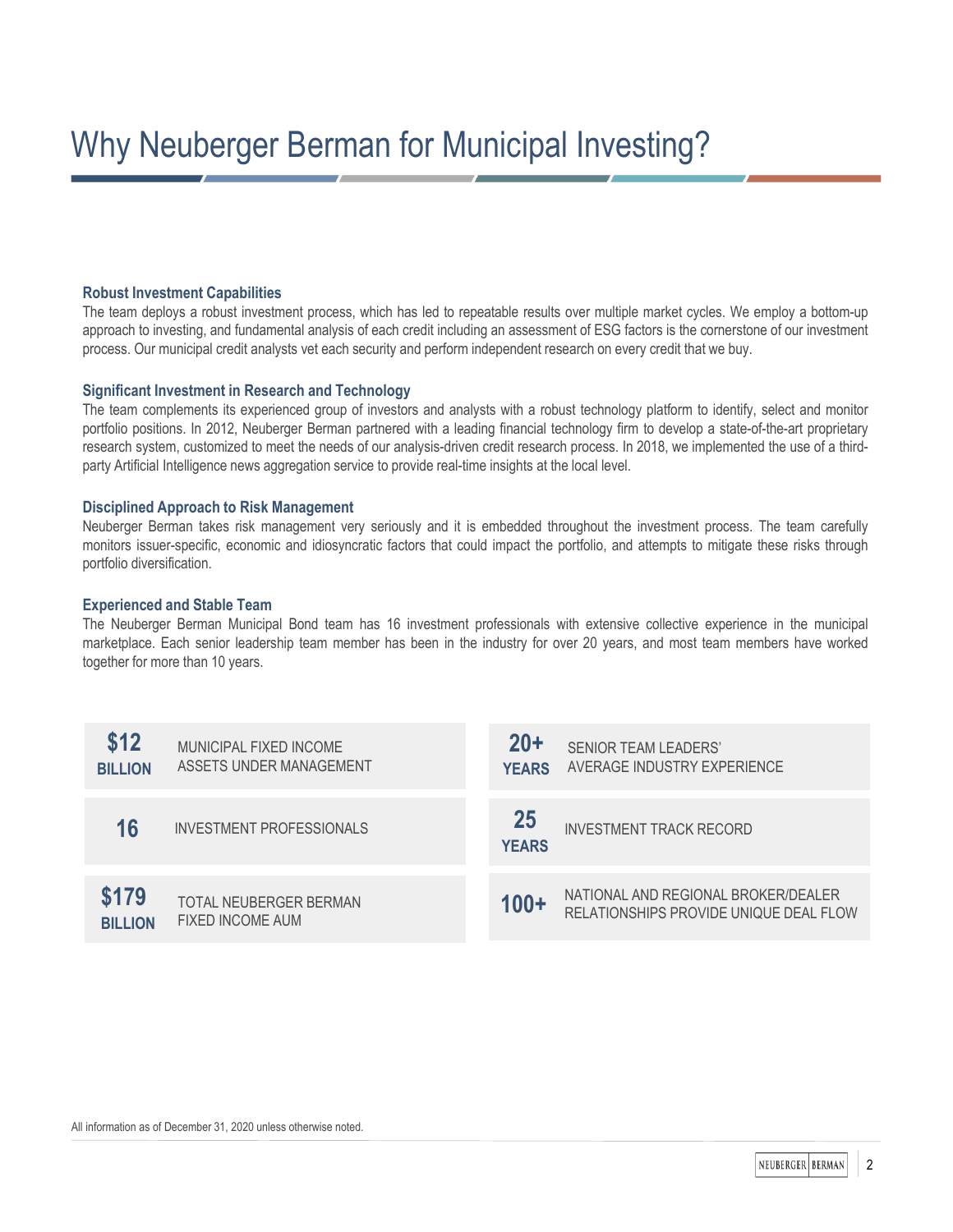# Why Neuberger Berman for Municipal Investing?

### Robust Investment Capabilities

The team deploys a robust investment process, which has led to repeatable results over multiple market cycles. We employ a bottom-up approach to investing, and fundamental analysis of each credit including an assessment of ESG factors is the cornerstone of our investment process. Our municipal credit analysts vet each security and perform independent research on every credit that we buy.

### Significant Investment in Research and Technology

The team complements its experienced group of investors and analysts with a robust technology platform to identify, select and monitor portfolio positions. In 2012, Neuberger Berman partnered with a leading financial technology firm to develop a state-of-the-art proprietary research system, customized to meet the needs of our analysis-driven credit research process. In 2018, we implemented the use of a third-party Artificial Intelligence news aggregation service to provide real-time insights at the local level.

### Disciplined Approach to Risk Management

Neuberger Berman takes risk management very seriously and it is embedded throughout the investment process. The team carefully monitors issuer-specific, economic and idiosyncratic factors that could impact the portfolio, and attempts to mitigate these risks through portfolio diversification.

### Experienced and Stable Team

The Neuberger Berman Municipal Bond team has 16 investment professionals with extensive collective experience in the municipal marketplace. Each senior leadership team member has been in the industry for over 20 years, and most team members have worked together for more than 10 years.

| | | | |
|---|---|---|---|
| **$12 BILLION** | MUNICIPAL FIXED INCOME ASSETS UNDER MANAGEMENT | **20+ YEARS** | SENIOR TEAM LEADERS' AVERAGE INDUSTRY EXPERIENCE |
| **16** | INVESTMENT PROFESSIONALS | **25 YEARS** | INVESTMENT TRACK RECORD |
| **$179 BILLION** | TOTAL NEUBERGER BERMAN FIXED INCOME AUM | **100+** | NATIONAL AND REGIONAL BROKER/DEALER RELATIONSHIPS PROVIDE UNIQUE DEAL FLOW |

All information as of December 31, 2020 unless otherwise noted.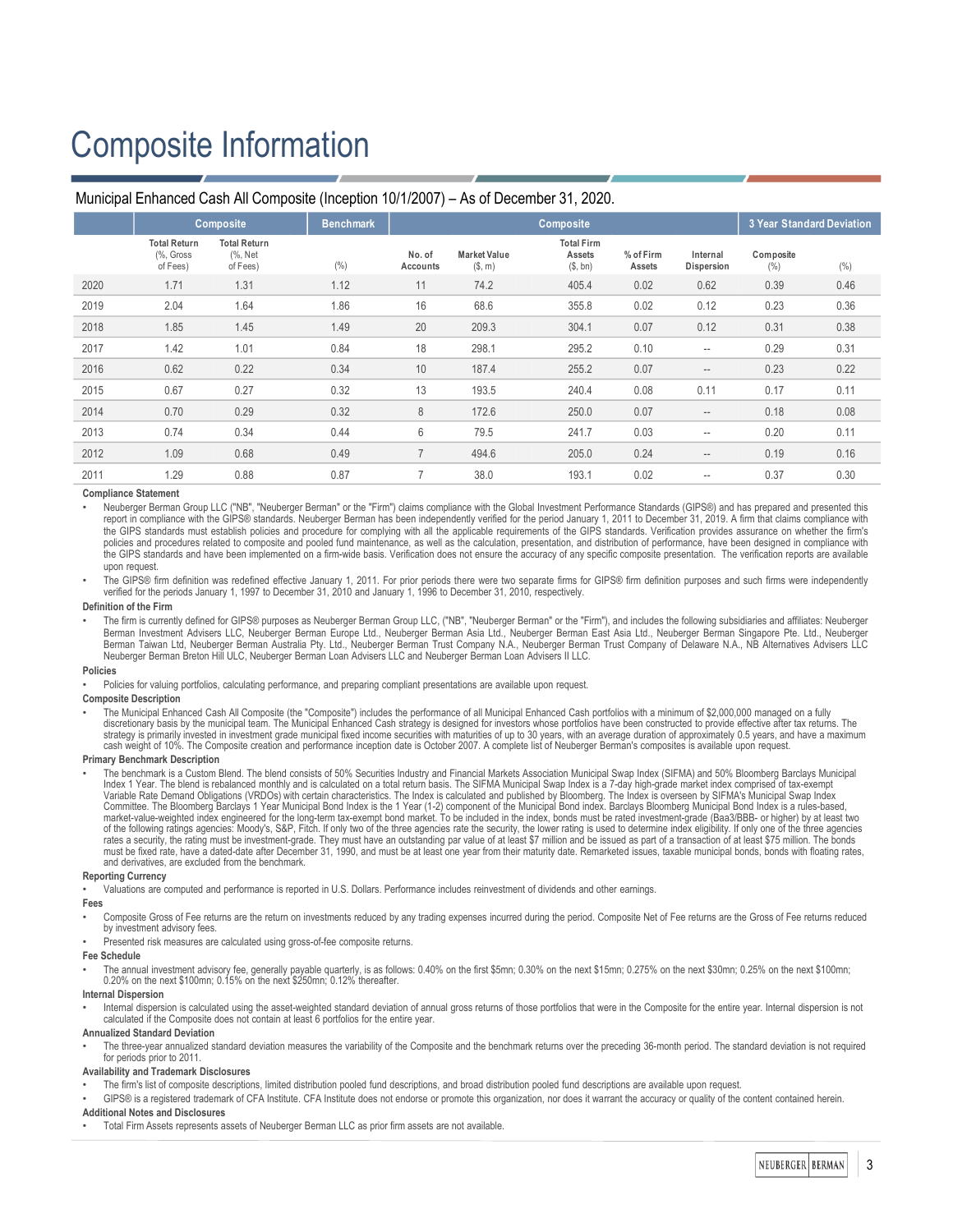# Composite Information

## Municipal Enhanced Cash All Composite (Inception 10/1/2007) – As of December 31, 2020.

| | Composite | | Benchmark | Composite | | | | | 3 Year Standard Deviation | |
|---|---|---|---|---|---|---|---|---|---|---|
| | Total Return (%, Gross of Fees) | Total Return (%, Net of Fees) | (%) | No. of Accounts | Market Value ($, m) | Total Firm Assets ($, bn) | % of Firm Assets | Internal Dispersion | Composite (%) | (%) |
| 2020 | 1.71 | 1.31 | 1.12 | 11 | 74.2 | 405.4 | 0.02 | 0.62 | 0.39 | 0.46 |
| 2019 | 2.04 | 1.64 | 1.86 | 16 | 68.6 | 355.8 | 0.02 | 0.12 | 0.23 | 0.36 |
| 2018 | 1.85 | 1.45 | 1.49 | 20 | 209.3 | 304.1 | 0.07 | 0.12 | 0.31 | 0.38 |
| 2017 | 1.42 | 1.01 | 0.84 | 18 | 298.1 | 295.2 | 0.10 | -- | 0.29 | 0.31 |
| 2016 | 0.62 | 0.22 | 0.34 | 10 | 187.4 | 255.2 | 0.07 | -- | 0.23 | 0.22 |
| 2015 | 0.67 | 0.27 | 0.32 | 13 | 193.5 | 240.4 | 0.08 | 0.11 | 0.17 | 0.11 |
| 2014 | 0.70 | 0.29 | 0.32 | 8 | 172.6 | 250.0 | 0.07 | -- | 0.18 | 0.08 |
| 2013 | 0.74 | 0.34 | 0.44 | 6 | 79.5 | 241.7 | 0.03 | -- | 0.20 | 0.11 |
| 2012 | 1.09 | 0.68 | 0.49 | 7 | 494.6 | 205.0 | 0.24 | -- | 0.19 | 0.16 |
| 2011 | 1.29 | 0.88 | 0.87 | 7 | 38.0 | 193.1 | 0.02 | -- | 0.37 | 0.30 |

**Compliance Statement**

- Neuberger Berman Group LLC ("NB", "Neuberger Berman" or the "Firm") claims compliance with the Global Investment Performance Standards (GIPS®) and has prepared and presented this report in compliance with the GIPS® standards. Neuberger Berman has been independently verified for the period January 1, 2011 to December 31, 2019. A firm that claims compliance with the GIPS standards must establish policies and procedure for complying with all the applicable requirements of the GIPS standards. Verification provides assurance on whether the firm's policies and procedures related to composite and pooled fund maintenance, as well as the calculation, presentation, and distribution of performance, have been designed in compliance with the GIPS standards and have been implemented on a firm-wide basis. Verification does not ensure the accuracy of any specific composite presentation. The verification reports are available upon request.
- The GIPS® firm definition was redefined effective January 1, 2011. For prior periods there were two separate firms for GIPS® firm definition purposes and such firms were independently verified for the periods January 1, 1997 to December 31, 2010 and January 1, 1996 to December 31, 2010, respectively.

**Definition of the Firm**

- The firm is currently defined for GIPS® purposes as Neuberger Berman Group LLC, ("NB", "Neuberger Berman" or the "Firm"), and includes the following subsidiaries and affiliates: Neuberger Berman Investment Advisers LLC, Neuberger Berman Europe Ltd., Neuberger Berman Asia Ltd., Neuberger Berman East Asia Ltd., Neuberger Berman Singapore Pte. Ltd., Neuberger Berman Taiwan Ltd, Neuberger Berman Australia Pty. Ltd., Neuberger Berman Trust Company N.A., Neuberger Berman Trust Company of Delaware N.A., NB Alternatives Advisers LLC Neuberger Berman Breton Hill ULC, Neuberger Berman Loan Advisers LLC and Neuberger Berman Loan Advisers II LLC.

**Policies**

- Policies for valuing portfolios, calculating performance, and preparing compliant presentations are available upon request.

**Composite Description**

- The Municipal Enhanced Cash All Composite (the "Composite") includes the performance of all Municipal Enhanced Cash portfolios with a minimum of $2,000,000 managed on a fully discretionary basis by the municipal team. The Municipal Enhanced Cash strategy is designed for investors whose portfolios have been constructed to provide effective after tax returns. The strategy is primarily invested in investment grade municipal fixed income securities with maturities of up to 30 years, with an average duration of approximately 0.5 years, and have a maximum cash weight of 10%. The Composite creation and performance inception date is October 2007. A complete list of Neuberger Berman's composites is available upon request.

**Primary Benchmark Description**

- The benchmark is a Custom Blend. The blend consists of 50% Securities Industry and Financial Markets Association Municipal Swap Index (SIFMA) and 50% Bloomberg Barclays Municipal Index 1 Year. The blend is rebalanced monthly and is calculated on a total return basis. The SIFMA Municipal Swap Index is a 7-day high-grade market index comprised of tax-exempt Variable Rate Demand Obligations (VRDOs) with certain characteristics. The Index is calculated and published by Bloomberg. The Index is overseen by SIFMA's Municipal Swap Index Committee. The Bloomberg Barclays 1 Year Municipal Bond Index is the 1 Year (1-2) component of the Municipal Bond index. Barclays Bloomberg Municipal Bond Index is a rules-based, market-value-weighted index engineered for the long-term tax-exempt bond market. To be included in the index, bonds must be rated investment-grade (Baa3/BBB- or higher) by at least two of the following ratings agencies: Moody's, S&P, Fitch. If only two of the three agencies rate the security, the lower rating is used to determine index eligibility. If only one of the three agencies rates a security, the rating must be investment-grade. They must have an outstanding par value of at least $7 million and be issued as part of a transaction of at least $75 million. The bonds must be fixed rate, have a dated-date after December 31, 1990, and must be at least one year from their maturity date. Remarketed issues, taxable municipal bonds, bonds with floating rates, and derivatives, are excluded from the benchmark.

**Reporting Currency**

- Valuations are computed and performance is reported in U.S. Dollars. Performance includes reinvestment of dividends and other earnings.

**Fees**

- Composite Gross of Fee returns are the return on investments reduced by any trading expenses incurred during the period. Composite Net of Fee returns are the Gross of Fee returns reduced by investment advisory fees.
- Presented risk measures are calculated using gross-of-fee composite returns.

**Fee Schedule**

- The annual investment advisory fee, generally payable quarterly, is as follows: 0.40% on the first $5mn; 0.30% on the next $15mn; 0.275% on the next $30mn; 0.25% on the next $100mn; 0.20% on the next $100mn; 0.15% on the next $250mn; 0.12% thereafter.

**Internal Dispersion**

- Internal dispersion is calculated using the asset-weighted standard deviation of annual gross returns of those portfolios that were in the Composite for the entire year. Internal dispersion is not calculated if the Composite does not contain at least 6 portfolios for the entire year.

**Annualized Standard Deviation**

- The three-year annualized standard deviation measures the variability of the Composite and the benchmark returns over the preceding 36-month period. The standard deviation is not required for periods prior to 2011.

**Availability and Trademark Disclosures**

- The firm's list of composite descriptions, limited distribution pooled fund descriptions, and broad distribution pooled fund descriptions are available upon request.
- GIPS® is a registered trademark of CFA Institute. CFA Institute does not endorse or promote this organization, nor does it warrant the accuracy or quality of the content contained herein.

**Additional Notes and Disclosures**

- Total Firm Assets represents assets of Neuberger Berman LLC as prior firm assets are not available.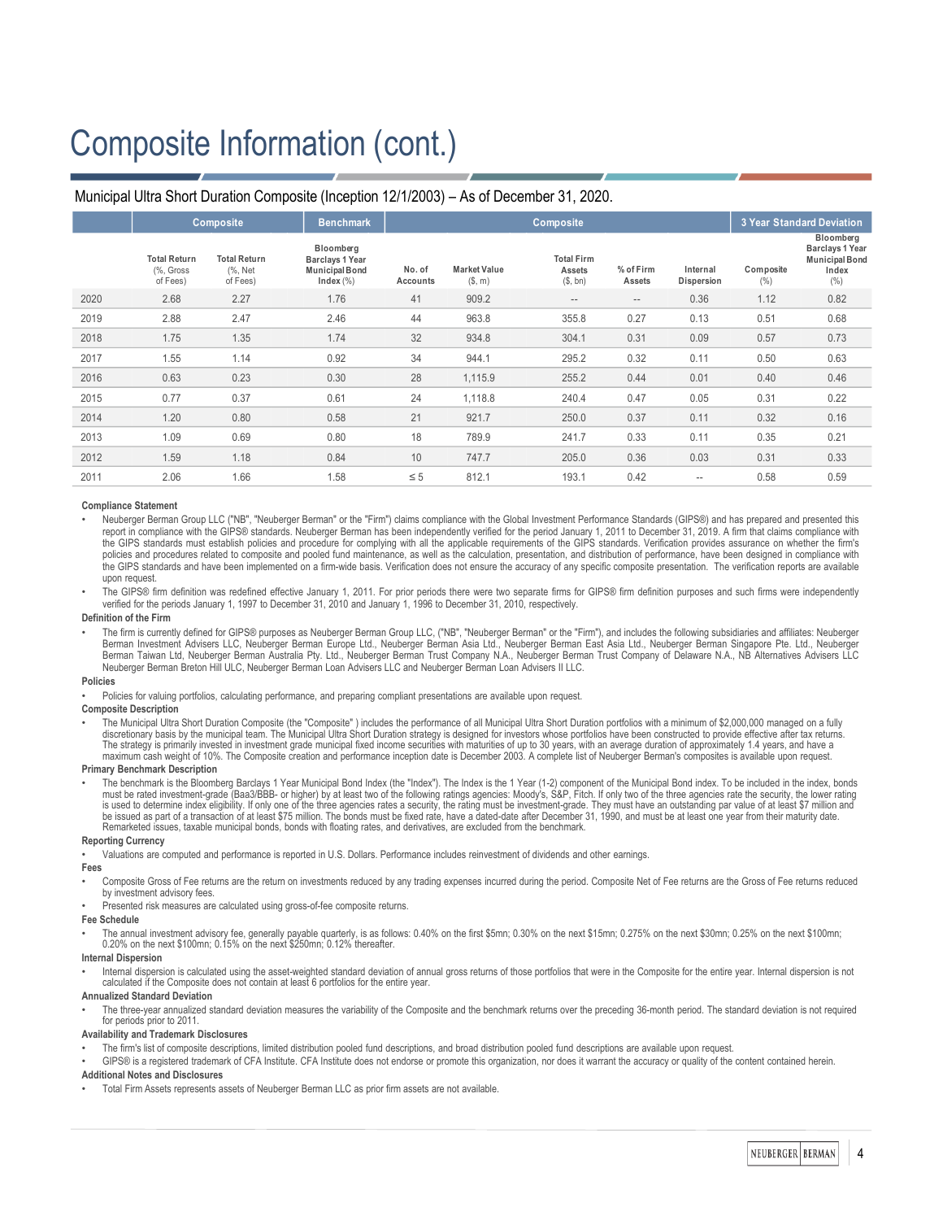# Composite Information (cont.)

## Municipal Ultra Short Duration Composite (Inception 12/1/2003) – As of December 31, 2020.

| | Composite | | Benchmark | Composite | | | | | 3 Year Standard Deviation | |
|---|---|---|---|---|---|---|---|---|---|---|
| | Total Return (%, Gross of Fees) | Total Return (%, Net of Fees) | Bloomberg Barclays 1 Year Municipal Bond Index (%) | No. of Accounts | Market Value ($, m) | Total Firm Assets ($, bn) | % of Firm Assets | Internal Dispersion | Composite (%) | Bloomberg Barclays 1 Year Municipal Bond Index (%) |
| 2020 | 2.68 | 2.27 | 1.76 | 41 | 909.2 | -- | -- | 0.36 | 1.12 | 0.82 |
| 2019 | 2.88 | 2.47 | 2.46 | 44 | 963.8 | 355.8 | 0.27 | 0.13 | 0.51 | 0.68 |
| 2018 | 1.75 | 1.35 | 1.74 | 32 | 934.8 | 304.1 | 0.31 | 0.09 | 0.57 | 0.73 |
| 2017 | 1.55 | 1.14 | 0.92 | 34 | 944.1 | 295.2 | 0.32 | 0.11 | 0.50 | 0.63 |
| 2016 | 0.63 | 0.23 | 0.30 | 28 | 1,115.9 | 255.2 | 0.44 | 0.01 | 0.40 | 0.46 |
| 2015 | 0.77 | 0.37 | 0.61 | 24 | 1,118.8 | 240.4 | 0.47 | 0.05 | 0.31 | 0.22 |
| 2014 | 1.20 | 0.80 | 0.58 | 21 | 921.7 | 250.0 | 0.37 | 0.11 | 0.32 | 0.16 |
| 2013 | 1.09 | 0.69 | 0.80 | 18 | 789.9 | 241.7 | 0.33 | 0.11 | 0.35 | 0.21 |
| 2012 | 1.59 | 1.18 | 0.84 | 10 | 747.7 | 205.0 | 0.36 | 0.03 | 0.31 | 0.33 |
| 2011 | 2.06 | 1.66 | 1.58 | ≤ 5 | 812.1 | 193.1 | 0.42 | -- | 0.58 | 0.59 |

**Compliance Statement**

- Neuberger Berman Group LLC ("NB", "Neuberger Berman" or the "Firm") claims compliance with the Global Investment Performance Standards (GIPS®) and has prepared and presented this report in compliance with the GIPS® standards. Neuberger Berman has been independently verified for the period January 1, 2011 to December 31, 2019. A firm that claims compliance with the GIPS standards must establish policies and procedure for complying with all the applicable requirements of the GIPS standards. Verification provides assurance on whether the firm's policies and procedures related to composite and pooled fund maintenance, as well as the calculation, presentation, and distribution of performance, have been designed in compliance with the GIPS standards and have been implemented on a firm-wide basis. Verification does not ensure the accuracy of any specific composite presentation. The verification reports are available upon request.
- The GIPS® firm definition was redefined effective January 1, 2011. For prior periods there were two separate firms for GIPS® firm definition purposes and such firms were independently verified for the periods January 1, 1997 to December 31, 2010 and January 1, 1996 to December 31, 2010, respectively.

**Definition of the Firm**

- The firm is currently defined for GIPS® purposes as Neuberger Berman Group LLC, ("NB", "Neuberger Berman" or the "Firm"), and includes the following subsidiaries and affiliates: Neuberger Berman Investment Advisers LLC, Neuberger Berman Europe Ltd., Neuberger Berman Asia Ltd., Neuberger Berman East Asia Ltd., Neuberger Berman Singapore Pte. Ltd., Neuberger Berman Taiwan Ltd, Neuberger Berman Australia Pty. Ltd., Neuberger Berman Trust Company N.A., Neuberger Berman Trust Company of Delaware N.A., NB Alternatives Advisers LLC Neuberger Berman Breton Hill ULC, Neuberger Berman Loan Advisers LLC and Neuberger Berman Loan Advisers II LLC.

**Policies**

- Policies for valuing portfolios, calculating performance, and preparing compliant presentations are available upon request.

**Composite Description**

- The Municipal Ultra Short Duration Composite (the "Composite" ) includes the performance of all Municipal Ultra Short Duration portfolios with a minimum of $2,000,000 managed on a fully discretionary basis by the municipal team. The Municipal Ultra Short Duration strategy is designed for investors whose portfolios have been constructed to provide effective after tax returns. The strategy is primarily invested in investment grade municipal fixed income securities with maturities of up to 30 years, with an average duration of approximately 1.4 years, and have a maximum cash weight of 10%. The Composite creation and performance inception date is December 2003. A complete list of Neuberger Berman's composites is available upon request.

**Primary Benchmark Description**

- The benchmark is the Bloomberg Barclays 1 Year Municipal Bond Index (the "Index"). The Index is the 1 Year (1-2) component of the Municipal Bond index. To be included in the index, bonds must be rated investment-grade (Baa3/BBB- or higher) by at least two of the following ratings agencies: Moody's, S&P, Fitch. If only two of the three agencies rate the security, the lower rating is used to determine index eligibility. If only one of the three agencies rates a security, the rating must be investment-grade. They must have an outstanding par value of at least $7 million and be issued as part of a transaction of at least $75 million. The bonds must be fixed rate, have a dated-date after December 31, 1990, and must be at least one year from their maturity date. Remarketed issues, taxable municipal bonds, bonds with floating rates, and derivatives, are excluded from the benchmark.

**Reporting Currency**

- Valuations are computed and performance is reported in U.S. Dollars. Performance includes reinvestment of dividends and other earnings.

**Fees**

- Composite Gross of Fee returns are the return on investments reduced by any trading expenses incurred during the period. Composite Net of Fee returns are the Gross of Fee returns reduced by investment advisory fees.
- Presented risk measures are calculated using gross-of-fee composite returns.

**Fee Schedule**

- The annual investment advisory fee, generally payable quarterly, is as follows: 0.40% on the first $5mn; 0.30% on the next $15mn; 0.275% on the next $30mn; 0.25% on the next $100mn; 0.20% on the next $100mn; 0.15% on the next $250mn; 0.12% thereafter.

**Internal Dispersion**

- Internal dispersion is calculated using the asset-weighted standard deviation of annual gross returns of those portfolios that were in the Composite for the entire year. Internal dispersion is not calculated if the Composite does not contain at least 6 portfolios for the entire year.

**Annualized Standard Deviation**

- The three-year annualized standard deviation measures the variability of the Composite and the benchmark returns over the preceding 36-month period. The standard deviation is not required for periods prior to 2011.

**Availability and Trademark Disclosures**

- The firm's list of composite descriptions, limited distribution pooled fund descriptions, and broad distribution pooled fund descriptions are available upon request.
- GIPS® is a registered trademark of CFA Institute. CFA Institute does not endorse or promote this organization, nor does it warrant the accuracy or quality of the content contained herein.

**Additional Notes and Disclosures**

- Total Firm Assets represents assets of Neuberger Berman LLC as prior firm assets are not available.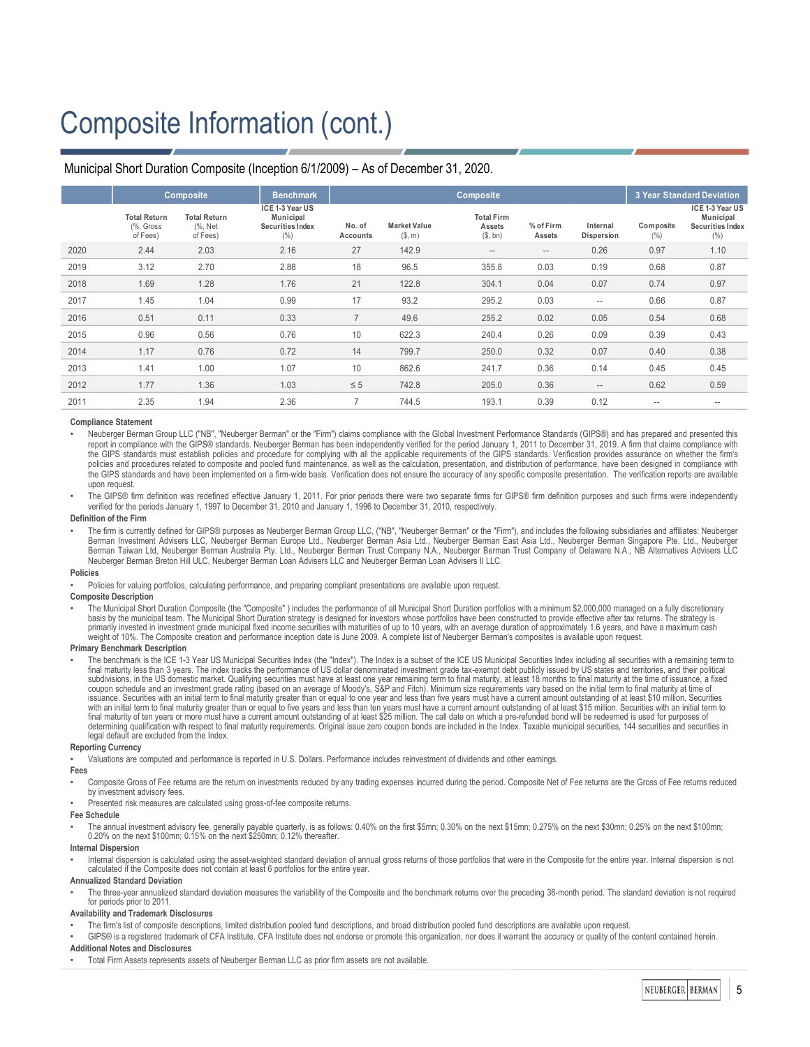# Composite Information (cont.)

Municipal Short Duration Composite (Inception 6/1/2009) – As of December 31, 2020.

| | Composite | | Benchmark | Composite | | | | | 3 Year Standard Deviation | |
|---|---|---|---|---|---|---|---|---|---|---|
| | Total Return (%, Gross of Fees) | Total Return (%, Net of Fees) | ICE 1-3 Year US Municipal Securities Index (%) | No. of Accounts | Market Value ($, m) | Total Firm Assets ($, bn) | % of Firm Assets | Internal Dispersion | Composite (%) | ICE 1-3 Year US Municipal Securities Index (%) |
| 2020 | 2.44 | 2.03 | 2.16 | 27 | 142.9 | -- | -- | 0.26 | 0.97 | 1.10 |
| 2019 | 3.12 | 2.70 | 2.88 | 18 | 96.5 | 355.8 | 0.03 | 0.19 | 0.68 | 0.87 |
| 2018 | 1.69 | 1.28 | 1.76 | 21 | 122.8 | 304.1 | 0.04 | 0.07 | 0.74 | 0.97 |
| 2017 | 1.45 | 1.04 | 0.99 | 17 | 93.2 | 295.2 | 0.03 | -- | 0.66 | 0.87 |
| 2016 | 0.51 | 0.11 | 0.33 | 7 | 49.6 | 255.2 | 0.02 | 0.05 | 0.54 | 0.68 |
| 2015 | 0.96 | 0.56 | 0.76 | 10 | 622.3 | 240.4 | 0.26 | 0.09 | 0.39 | 0.43 |
| 2014 | 1.17 | 0.76 | 0.72 | 14 | 799.7 | 250.0 | 0.32 | 0.07 | 0.40 | 0.38 |
| 2013 | 1.41 | 1.00 | 1.07 | 10 | 862.6 | 241.7 | 0.36 | 0.14 | 0.45 | 0.45 |
| 2012 | 1.77 | 1.36 | 1.03 | ≤ 5 | 742.8 | 205.0 | 0.36 | -- | 0.62 | 0.59 |
| 2011 | 2.35 | 1.94 | 2.36 | 7 | 744.5 | 193.1 | 0.39 | 0.12 | -- | -- |

**Compliance Statement**

- Neuberger Berman Group LLC ("NB", "Neuberger Berman" or the "Firm") claims compliance with the Global Investment Performance Standards (GIPS®) and has prepared and presented this report in compliance with the GIPS® standards. Neuberger Berman has been independently verified for the period January 1, 2011 to December 31, 2019. A firm that claims compliance with the GIPS standards must establish policies and procedure for complying with all the applicable requirements of the GIPS standards. Verification provides assurance on whether the firm's policies and procedures related to composite and pooled fund maintenance, as well as the calculation, presentation, and distribution of performance, have been designed in compliance with the GIPS standards and have been implemented on a firm-wide basis. Verification does not ensure the accuracy of any specific composite presentation. The verification reports are available upon request.
- The GIPS® firm definition was redefined effective January 1, 2011. For prior periods there were two separate firms for GIPS® firm definition purposes and such firms were independently verified for the periods January 1, 1997 to December 31, 2010 and January 1, 1996 to December 31, 2010, respectively.

**Definition of the Firm**

- The firm is currently defined for GIPS® purposes as Neuberger Berman Group LLC, ("NB", "Neuberger Berman" or the "Firm"), and includes the following subsidiaries and affiliates: Neuberger Berman Investment Advisers LLC, Neuberger Berman Europe Ltd., Neuberger Berman Asia Ltd., Neuberger Berman East Asia Ltd., Neuberger Berman Singapore Pte. Ltd., Neuberger Berman Taiwan Ltd, Neuberger Berman Australia Pty. Ltd., Neuberger Berman Trust Company N.A., Neuberger Berman Trust Company of Delaware N.A., NB Alternatives Advisers LLC Neuberger Berman Breton Hill ULC, Neuberger Berman Loan Advisers LLC and Neuberger Berman Loan Advisers II LLC.

**Policies**

- Policies for valuing portfolios, calculating performance, and preparing compliant presentations are available upon request.

**Composite Description**

- The Municipal Short Duration Composite (the "Composite" ) includes the performance of all Municipal Short Duration portfolios with a minimum $2,000,000 managed on a fully discretionary basis by the municipal team. The Municipal Short Duration strategy is designed for investors whose portfolios have been constructed to provide effective after tax returns. The strategy is primarily invested in investment grade municipal fixed income securities with maturities of up to 10 years, with an average duration of approximately 1.6 years, and have a maximum cash weight of 10%. The Composite creation and performance inception date is June 2009. A complete list of Neuberger Berman's composites is available upon request.

**Primary Benchmark Description**

- The benchmark is the ICE 1-3 Year US Municipal Securities Index (the "Index"). The Index is a subset of the ICE US Municipal Securities Index including all securities with a remaining term to final maturity less than 3 years. The index tracks the performance of US dollar denominated investment grade tax-exempt debt publicly issued by US states and territories, and their political subdivisions, in the US domestic market. Qualifying securities must have at least one year remaining term to final maturity, at least 18 months to final maturity at the time of issuance, a fixed coupon schedule and an investment grade rating (based on an average of Moody's, S&P and Fitch). Minimum size requirements vary based on the initial term to final maturity at time of issuance. Securities with an initial term to final maturity greater than or equal to one year and less than five years must have a current amount outstanding of at least $10 million. Securities with an initial term to final maturity greater than or equal to five years and less than ten years must have a current amount outstanding of at least $15 million. Securities with an initial term to final maturity of ten years or more must have a current amount outstanding of at least $25 million. The call date on which a pre-refunded bond will be redeemed is used for purposes of determining qualification with respect to final maturity requirements. Original issue zero coupon bonds are included in the Index. Taxable municipal securities, 144 securities and securities in legal default are excluded from the Index.

**Reporting Currency**

- Valuations are computed and performance is reported in U.S. Dollars. Performance includes reinvestment of dividends and other earnings.

**Fees**

- Composite Gross of Fee returns are the return on investments reduced by any trading expenses incurred during the period. Composite Net of Fee returns are the Gross of Fee returns reduced by investment advisory fees.
- Presented risk measures are calculated using gross-of-fee composite returns.

**Fee Schedule**

- The annual investment advisory fee, generally payable quarterly, is as follows: 0.40% on the first $5mn; 0.30% on the next $15mn; 0.275% on the next $30mn; 0.25% on the next $100mn; 0.20% on the next $100mn; 0.15% on the next $250mn; 0.12% thereafter.

**Internal Dispersion**

- Internal dispersion is calculated using the asset-weighted standard deviation of annual gross returns of those portfolios that were in the Composite for the entire year. Internal dispersion is not calculated if the Composite does not contain at least 6 portfolios for the entire year.

**Annualized Standard Deviation**

- The three-year annualized standard deviation measures the variability of the Composite and the benchmark returns over the preceding 36-month period. The standard deviation is not required for periods prior to 2011.

**Availability and Trademark Disclosures**

- The firm's list of composite descriptions, limited distribution pooled fund descriptions, and broad distribution pooled fund descriptions are available upon request.
- GIPS® is a registered trademark of CFA Institute. CFA Institute does not endorse or promote this organization, nor does it warrant the accuracy or quality of the content contained herein.

**Additional Notes and Disclosures**

- Total Firm Assets represents assets of Neuberger Berman LLC as prior firm assets are not available.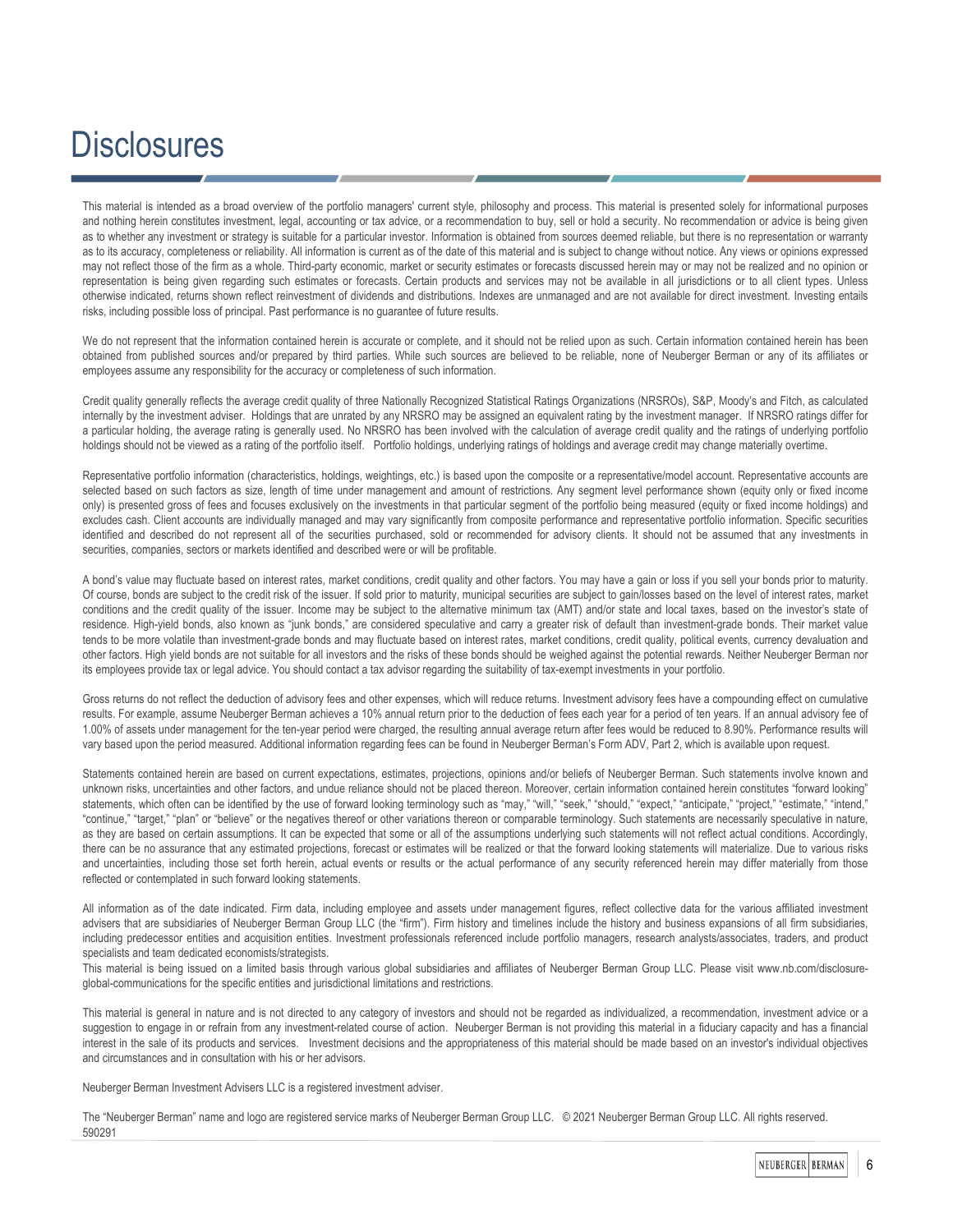# Disclosures

This material is intended as a broad overview of the portfolio managers' current style, philosophy and process. This material is presented solely for informational purposes and nothing herein constitutes investment, legal, accounting or tax advice, or a recommendation to buy, sell or hold a security. No recommendation or advice is being given as to whether any investment or strategy is suitable for a particular investor. Information is obtained from sources deemed reliable, but there is no representation or warranty as to its accuracy, completeness or reliability. All information is current as of the date of this material and is subject to change without notice. Any views or opinions expressed may not reflect those of the firm as a whole. Third-party economic, market or security estimates or forecasts discussed herein may or may not be realized and no opinion or representation is being given regarding such estimates or forecasts. Certain products and services may not be available in all jurisdictions or to all client types. Unless otherwise indicated, returns shown reflect reinvestment of dividends and distributions. Indexes are unmanaged and are not available for direct investment. Investing entails risks, including possible loss of principal. Past performance is no guarantee of future results.

We do not represent that the information contained herein is accurate or complete, and it should not be relied upon as such. Certain information contained herein has been obtained from published sources and/or prepared by third parties. While such sources are believed to be reliable, none of Neuberger Berman or any of its affiliates or employees assume any responsibility for the accuracy or completeness of such information.

Credit quality generally reflects the average credit quality of three Nationally Recognized Statistical Ratings Organizations (NRSROs), S&P, Moody's and Fitch, as calculated internally by the investment adviser. Holdings that are unrated by any NRSRO may be assigned an equivalent rating by the investment manager. If NRSRO ratings differ for a particular holding, the average rating is generally used. No NRSRO has been involved with the calculation of average credit quality and the ratings of underlying portfolio holdings should not be viewed as a rating of the portfolio itself. Portfolio holdings, underlying ratings of holdings and average credit may change materially overtime.

Representative portfolio information (characteristics, holdings, weightings, etc.) is based upon the composite or a representative/model account. Representative accounts are selected based on such factors as size, length of time under management and amount of restrictions. Any segment level performance shown (equity only or fixed income only) is presented gross of fees and focuses exclusively on the investments in that particular segment of the portfolio being measured (equity or fixed income holdings) and excludes cash. Client accounts are individually managed and may vary significantly from composite performance and representative portfolio information. Specific securities identified and described do not represent all of the securities purchased, sold or recommended for advisory clients. It should not be assumed that any investments in securities, companies, sectors or markets identified and described were or will be profitable.

A bond's value may fluctuate based on interest rates, market conditions, credit quality and other factors. You may have a gain or loss if you sell your bonds prior to maturity. Of course, bonds are subject to the credit risk of the issuer. If sold prior to maturity, municipal securities are subject to gain/losses based on the level of interest rates, market conditions and the credit quality of the issuer. Income may be subject to the alternative minimum tax (AMT) and/or state and local taxes, based on the investor's state of residence. High-yield bonds, also known as "junk bonds," are considered speculative and carry a greater risk of default than investment-grade bonds. Their market value tends to be more volatile than investment-grade bonds and may fluctuate based on interest rates, market conditions, credit quality, political events, currency devaluation and other factors. High yield bonds are not suitable for all investors and the risks of these bonds should be weighed against the potential rewards. Neither Neuberger Berman nor its employees provide tax or legal advice. You should contact a tax advisor regarding the suitability of tax-exempt investments in your portfolio.

Gross returns do not reflect the deduction of advisory fees and other expenses, which will reduce returns. Investment advisory fees have a compounding effect on cumulative results. For example, assume Neuberger Berman achieves a 10% annual return prior to the deduction of fees each year for a period of ten years. If an annual advisory fee of 1.00% of assets under management for the ten-year period were charged, the resulting annual average return after fees would be reduced to 8.90%. Performance results will vary based upon the period measured. Additional information regarding fees can be found in Neuberger Berman's Form ADV, Part 2, which is available upon request.

Statements contained herein are based on current expectations, estimates, projections, opinions and/or beliefs of Neuberger Berman. Such statements involve known and unknown risks, uncertainties and other factors, and undue reliance should not be placed thereon. Moreover, certain information contained herein constitutes "forward looking" statements, which often can be identified by the use of forward looking terminology such as "may," "will," "seek," "should," "expect," "anticipate," "project," "estimate," "intend," "continue," "target," "plan" or "believe" or the negatives thereof or other variations thereon or comparable terminology. Such statements are necessarily speculative in nature, as they are based on certain assumptions. It can be expected that some or all of the assumptions underlying such statements will not reflect actual conditions. Accordingly, there can be no assurance that any estimated projections, forecast or estimates will be realized or that the forward looking statements will materialize. Due to various risks and uncertainties, including those set forth herein, actual events or results or the actual performance of any security referenced herein may differ materially from those reflected or contemplated in such forward looking statements.

All information as of the date indicated. Firm data, including employee and assets under management figures, reflect collective data for the various affiliated investment advisers that are subsidiaries of Neuberger Berman Group LLC (the "firm"). Firm history and timelines include the history and business expansions of all firm subsidiaries, including predecessor entities and acquisition entities. Investment professionals referenced include portfolio managers, research analysts/associates, traders, and product specialists and team dedicated economists/strategists.
This material is being issued on a limited basis through various global subsidiaries and affiliates of Neuberger Berman Group LLC. Please visit www.nb.com/disclosure-global-communications for the specific entities and jurisdictional limitations and restrictions.

This material is general in nature and is not directed to any category of investors and should not be regarded as individualized, a recommendation, investment advice or a suggestion to engage in or refrain from any investment-related course of action. Neuberger Berman is not providing this material in a fiduciary capacity and has a financial interest in the sale of its products and services. Investment decisions and the appropriateness of this material should be made based on an investor's individual objectives and circumstances and in consultation with his or her advisors.

Neuberger Berman Investment Advisers LLC is a registered investment adviser.

The "Neuberger Berman" name and logo are registered service marks of Neuberger Berman Group LLC. © 2021 Neuberger Berman Group LLC. All rights reserved.
590291